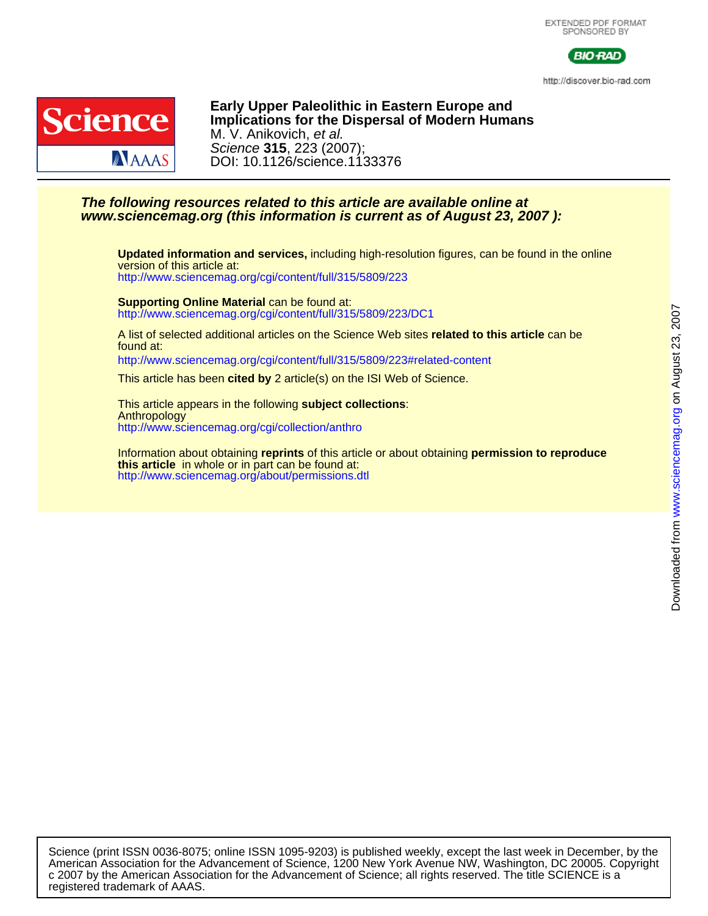EXTENDED PDF FORMAT
SPONSORED BY

BIO-RAD

http://discover.bio-rad.com

# Early Upper Paleolithic in Eastern Europe and Implications for the Dispersal of Modern Humans

M. V. Anikovich, *et al.*

*Science* **315**, 223 (2007);

DOI: 10.1126/science.1133376

***The following resources related to this article are available online at www.sciencemag.org (this information is current as of August 23, 2007 ):***

**Updated information and services,** including high-resolution figures, can be found in the online version of this article at:
http://www.sciencemag.org/cgi/content/full/315/5809/223

**Supporting Online Material** can be found at:
http://www.sciencemag.org/cgi/content/full/315/5809/223/DC1

A list of selected additional articles on the Science Web sites **related to this article** can be found at:
http://www.sciencemag.org/cgi/content/full/315/5809/223#related-content

This article has been **cited by** 2 article(s) on the ISI Web of Science.

This article appears in the following **subject collections**:
Anthropology
http://www.sciencemag.org/cgi/collection/anthro

Information about obtaining **reprints** of this article or about obtaining **permission to reproduce this article** in whole or in part can be found at:
http://www.sciencemag.org/about/permissions.dtl

Downloaded from www.sciencemag.org on August 23, 2007

Science (print ISSN 0036-8075; online ISSN 1095-9203) is published weekly, except the last week in December, by the American Association for the Advancement of Science, 1200 New York Avenue NW, Washington, DC 20005. Copyright c 2007 by the American Association for the Advancement of Science; all rights reserved. The title SCIENCE is a registered trademark of AAAS.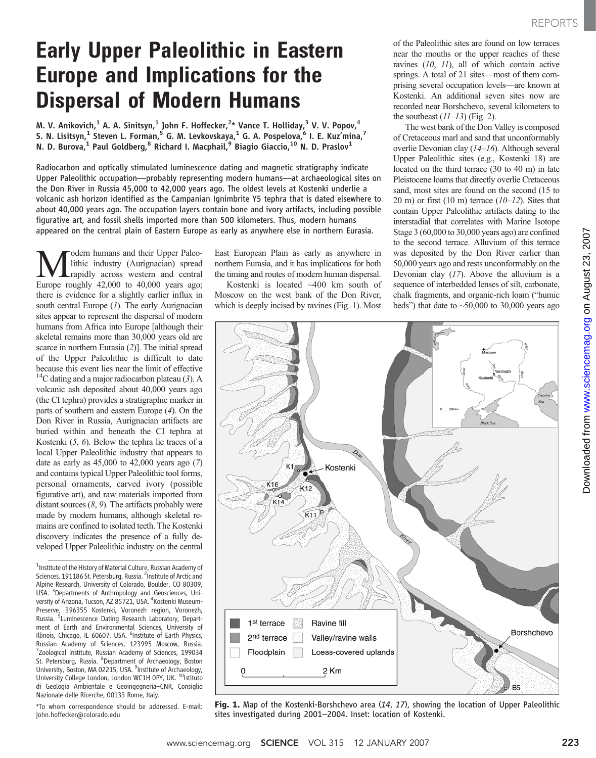# Early Upper Paleolithic in Eastern Europe and Implications for the Dispersal of Modern Humans

M. V. Anikovich,[1] A. A. Sinitsyn,[1] John F. Hoffecker,[2]* Vance T. Holliday,[3] V. V. Popov,[4] S. N. Lisitsyn,[1] Steven L. Forman,[5] G. M. Levkovskaya,[1] G. A. Pospelova,[6] I. E. Kuz'mina,[7] N. D. Burova,[1] Paul Goldberg,[8] Richard I. Macphail,[9] Biagio Giaccio,[10] N. D. Praslov[1]

**Radiocarbon and optically stimulated luminescence dating and magnetic stratigraphy indicate Upper Paleolithic occupation—probably representing modern humans—at archaeological sites on the Don River in Russia 45,000 to 42,000 years ago. The oldest levels at Kostenki underlie a volcanic ash horizon identified as the Campanian Ignimbrite Y5 tephra that is dated elsewhere to about 40,000 years ago. The occupation layers contain bone and ivory artifacts, including possible figurative art, and fossil shells imported more than 500 kilometers. Thus, modern humans appeared on the central plain of Eastern Europe as early as anywhere else in northern Eurasia.**

Modern humans and their Upper Paleolithic industry (Aurignacian) spread rapidly across western and central Europe roughly 42,000 to 40,000 years ago; there is evidence for a slightly earlier influx in south central Europe (*1*). The early Aurignacian sites appear to represent the dispersal of modern humans from Africa into Europe [although their skeletal remains more than 30,000 years old are scarce in northern Eurasia (*2*)]. The initial spread of the Upper Paleolithic is difficult to date because this event lies near the limit of effective $^{14}$C dating and a major radiocarbon plateau (*3*). A volcanic ash deposited about 40,000 years ago (the CI tephra) provides a stratigraphic marker in parts of southern and eastern Europe (*4*). On the Don River in Russia, Aurignacian artifacts are buried within and beneath the CI tephra at Kostenki (*5*, *6*). Below the tephra lie traces of a local Upper Paleolithic industry that appears to date as early as 45,000 to 42,000 years ago (*7*) and contains typical Upper Paleolithic tool forms, personal ornaments, carved ivory (possible figurative art), and raw materials imported from distant sources (*8*, *9*). The artifacts probably were made by modern humans, although skeletal remains are confined to isolated teeth. The Kostenki discovery indicates the presence of a fully developed Upper Paleolithic industry on the central East European Plain as early as anywhere in northern Eurasia, and it has implications for both the timing and routes of modern human dispersal.

Kostenki is located ~400 km south of Moscow on the west bank of the Don River, which is deeply incised by ravines (Fig. 1). Most of the Paleolithic sites are found on low terraces near the mouths or the upper reaches of these ravines (*10*, *11*), all of which contain active springs. A total of 21 sites—most of them comprising several occupation levels—are known at Kostenki. An additional seven sites now are recorded near Borshchevo, several kilometers to the southeast (*11*–*13*) (Fig. 2).

The west bank of the Don Valley is composed of Cretaceous marl and sand that unconformably overlie Devonian clay (*14*–*16*). Although several Upper Paleolithic sites (e.g., Kostenki 18) are located on the third terrace (30 to 40 m) in late Pleistocene loams that directly overlie Cretaceous sand, most sites are found on the second (15 to 20 m) or first (10 m) terrace (*10*–*12*). Sites that contain Upper Paleolithic artifacts dating to the interstadial that correlates with Marine Isotope Stage 3 (60,000 to 30,000 years ago) are confined to the second terrace. Alluvium of this terrace was deposited by the Don River earlier than 50,000 years ago and rests unconformably on the Devonian clay (*17*). Above the alluvium is a sequence of interbedded lenses of silt, carbonate, chalk fragments, and organic-rich loam ("humic beds") that date to ~50,000 to 30,000 years ago

**Fig. 1.** Map of the Kostenki-Borshchevo area (*14*, *17*), showing the location of Upper Paleolithic sites investigated during 2001–2004. Inset: location of Kostenki.

[1]Institute of the History of Material Culture, Russian Academy of Sciences, 191186 St. Petersburg, Russia. [2]Institute of Arctic and Alpine Research, University of Colorado, Boulder, CO 80309, USA. [3]Departments of Anthropology and Geosciences, University of Arizona, Tucson, AZ 85721, USA. [4]Kostenki Museum-Preserve, 396355 Kostenki, Voronezh region, Voronezh, Russia. [5]Luminescence Dating Research Laboratory, Department of Earth and Environmental Sciences, University of Illinois, Chicago, IL 60607, USA. [6]Institute of Earth Physics, Russian Academy of Sciences, 123995 Moscow, Russia. [7]Zoological Institute, Russian Academy of Sciences, 199034 St. Petersburg, Russia. [8]Department of Archaeology, Boston University, Boston, MA 02215, USA. [9]Institute of Archaeology, University College London, London WC1H 0PY, UK. [10]Istituto di Geologia Ambientale e Geoingegneria–CNR, Consiglio Nazionale delle Ricerche, 00133 Rome, Italy.

*To whom correspondence should be addressed. E-mail: john.hoffecker@colorado.edu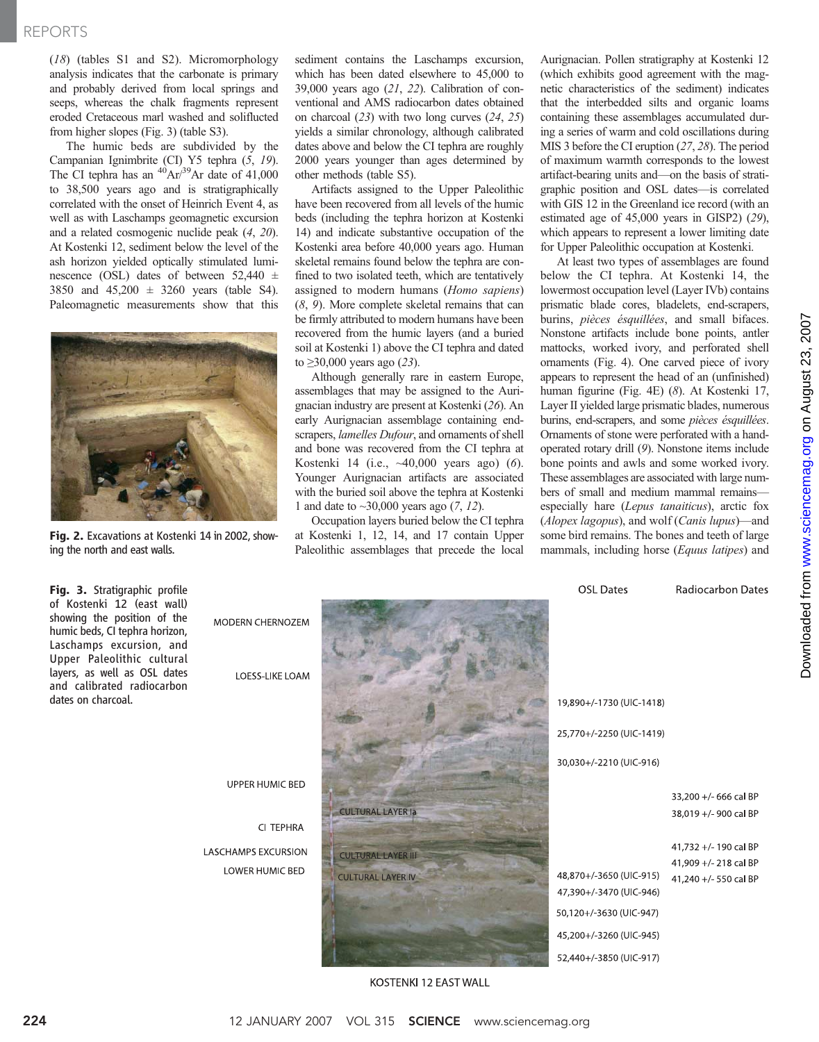(*18*) (tables S1 and S2). Micromorphology analysis indicates that the carbonate is primary and probably derived from local springs and seeps, whereas the chalk fragments represent eroded Cretaceous marl washed and soliflucted from higher slopes (Fig. 3) (table S3).

The humic beds are subdivided by the Campanian Ignimbrite (CI) Y5 tephra (*5*, *19*). The CI tephra has an $^{40}Ar/^{39}Ar$ date of 41,000 to 38,500 years ago and is stratigraphically correlated with the onset of Heinrich Event 4, as well as with Laschamps geomagnetic excursion and a related cosmogenic nuclide peak (*4*, *20*). At Kostenki 12, sediment below the level of the ash horizon yielded optically stimulated luminescence (OSL) dates of between 52,440 ± 3850 and 45,200 ± 3260 years (table S4). Paleomagnetic measurements show that this sediment contains the Laschamps excursion, which has been dated elsewhere to 45,000 to 39,000 years ago (*21*, *22*). Calibration of conventional and AMS radiocarbon dates obtained on charcoal (*23*) with two long curves (*24*, *25*) yields a similar chronology, although calibrated dates above and below the CI tephra are roughly 2000 years younger than ages determined by other methods (table S5).

Fig. 2. Excavations at Kostenki 14 in 2002, showing the north and east walls.

Artifacts assigned to the Upper Paleolithic have been recovered from all levels of the humic beds (including the tephra horizon at Kostenki 14) and indicate substantive occupation of the Kostenki area before 40,000 years ago. Human skeletal remains found below the tephra are confined to two isolated teeth, which are tentatively assigned to modern humans (*Homo sapiens*) (*8*, *9*). More complete skeletal remains that can be firmly attributed to modern humans have been recovered from the humic layers (and a buried soil at Kostenki 1) above the CI tephra and dated to ≥30,000 years ago (*23*).

Although generally rare in eastern Europe, assemblages that may be assigned to the Aurignacian industry are present at Kostenki (*26*). An early Aurignacian assemblage containing end-scrapers, *lamelles Dufour*, and ornaments of shell and bone was recovered from the CI tephra at Kostenki 14 (i.e., ~40,000 years ago) (*6*). Younger Aurignacian artifacts are associated with the buried soil above the tephra at Kostenki 1 and date to ~30,000 years ago (*7*, *12*).

Occupation layers buried below the CI tephra at Kostenki 1, 12, 14, and 17 contain Upper Paleolithic assemblages that precede the local Aurignacian. Pollen stratigraphy at Kostenki 12 (which exhibits good agreement with the magnetic characteristics of the sediment) indicates that the interbedded silts and organic loams containing these assemblages accumulated during a series of warm and cold oscillations during MIS 3 before the CI eruption (*27*, *28*). The period of maximum warmth corresponds to the lowest artifact-bearing units and—on the basis of stratigraphic position and OSL dates—is correlated with GIS 12 in the Greenland ice record (with an estimated age of 45,000 years in GISP2) (*29*), which appears to represent a lower limiting date for Upper Paleolithic occupation at Kostenki.

At least two types of assemblages are found below the CI tephra. At Kostenki 14, the lowermost occupation level (Layer IVb) contains prismatic blade cores, bladelets, end-scrapers, burins, *pièces ésquillées*, and small bifaces. Nonstone artifacts include bone points, antler mattocks, worked ivory, and perforated shell ornaments (Fig. 4). One carved piece of ivory appears to represent the head of an (unfinished) human figurine (Fig. 4E) (*8*). At Kostenki 17, Layer II yielded large prismatic blades, numerous burins, end-scrapers, and some *pièces ésquillées*. Ornaments of stone were perforated with a hand-operated rotary drill (*9*). Nonstone items include bone points and awls and some worked ivory. These assemblages are associated with large numbers of small and medium mammal remains—especially hare (*Lepus tanaiticus*), arctic fox (*Alopex lagopus*), and wolf (*Canis lupus*)—and some bird remains. The bones and teeth of large mammals, including horse (*Equus latipes*) and

Fig. 3. Stratigraphic profile of Kostenki 12 (east wall) showing the position of the humic beds, CI tephra horizon, Laschamps excursion, and Upper Paleolithic cultural layers, as well as OSL dates and calibrated radiocarbon dates on charcoal.

| Unit | Cultural layer | OSL Dates | Radiocarbon Dates |
|---|---|---|---|
| MODERN CHERNOZEM | | | |
| LOESS-LIKE LOAM | | 19,890+/-1730 (UIC-1418) | |
| | | 25,770+/-2250 (UIC-1419) | |
| | | 30,030+/-2210 (UIC-916) | |
| UPPER HUMIC BED | CULTURAL LAYER Ia | | 33,200 +/- 666 cal BP |
| | | | 38,019 +/- 900 cal BP |
| CI TEPHRA | | | |
| LASCHAMPS EXCURSION | CULTURAL LAYER III | | 41,732 +/- 190 cal BP |
| LOWER HUMIC BED | CULTURAL LAYER IV | | 41,909 +/- 218 cal BP |
| | | 48,870+/-3650 (UIC-915) | 41,240 +/- 550 cal BP |
| | | 47,390+/-3470 (UIC-946) | |
| | | 50,120+/-3630 (UIC-947) | |
| | | 45,200+/-3260 (UIC-945) | |
| | | 52,440+/-3850 (UIC-917) | |

KOSTENKI 12 EAST WALL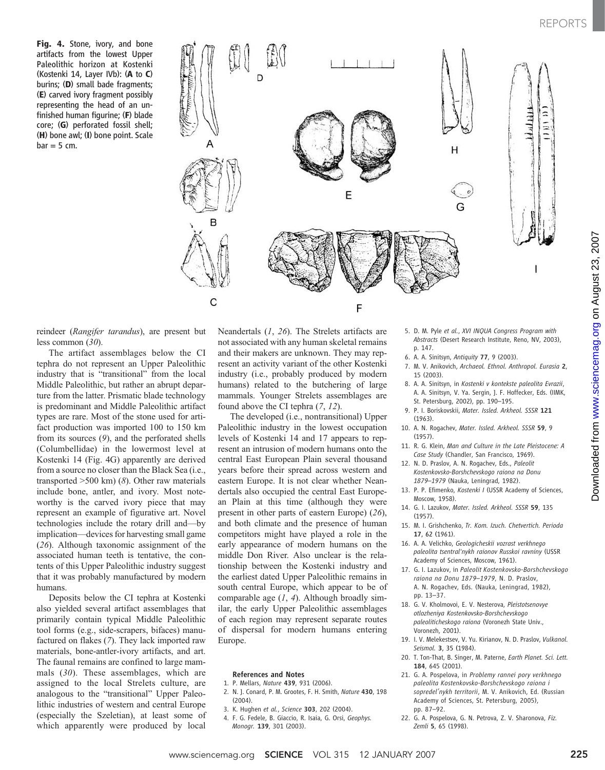**Fig. 4.** Stone, ivory, and bone artifacts from the lowest Upper Paleolithic horizon at Kostenki (Kostenki 14, Layer IVb): (**A** to **C**) burins; (**D**) small bade fragments; (**E**) carved ivory fragment possibly representing the head of an unfinished human figurine; (**F**) blade core; (**G**) perforated fossil shell; (**H**) bone awl; (**I**) bone point. Scale bar = 5 cm.

reindeer (*Rangifer tarandus*), are present but less common (*30*).

The artifact assemblages below the CI tephra do not represent an Upper Paleolithic industry that is "transitional" from the local Middle Paleolithic, but rather an abrupt departure from the latter. Prismatic blade technology is predominant and Middle Paleolithic artifact types are rare. Most of the stone used for artifact production was imported 100 to 150 km from its sources (*9*), and the perforated shells (Columbellidae) in the lowermost level at Kostenki 14 (Fig. 4G) apparently are derived from a source no closer than the Black Sea (i.e., transported >500 km) (*8*). Other raw materials include bone, antler, and ivory. Most noteworthy is the carved ivory piece that may represent an example of figurative art. Novel technologies include the rotary drill and—by implication—devices for harvesting small game (*26*). Although taxonomic assignment of the associated human teeth is tentative, the contents of this Upper Paleolithic industry suggest that it was probably manufactured by modern humans.

Deposits below the CI tephra at Kostenki also yielded several artifact assemblages that primarily contain typical Middle Paleolithic tool forms (e.g., side-scrapers, bifaces) manufactured on flakes (*7*). They lack imported raw materials, bone-antler-ivory artifacts, and art. The faunal remains are confined to large mammals (*30*). These assemblages, which are assigned to the local Strelets culture, are analogous to the "transitional" Upper Paleolithic industries of western and central Europe (especially the Szeletian), at least some of which apparently were produced by local Neandertals (*1*, *26*). The Strelets artifacts are not associated with any human skeletal remains and their makers are unknown. They may represent an activity variant of the other Kostenki industry (i.e., probably produced by modern humans) related to the butchering of large mammals. Younger Strelets assemblages are found above the CI tephra (*7*, *12*).

The developed (i.e., nontransitional) Upper Paleolithic industry in the lowest occupation levels of Kostenki 14 and 17 appears to represent an intrusion of modern humans onto the central East European Plain several thousand years before their spread across western and eastern Europe. It is not clear whether Neandertals also occupied the central East European Plain at this time (although they were present in other parts of eastern Europe) (*26*), and both climate and the presence of human competitors might have played a role in the early appearance of modern humans on the middle Don River. Also unclear is the relationship between the Kostenki industry and the earliest dated Upper Paleolithic remains in south central Europe, which appear to be of comparable age (*1*, *4*). Although broadly similar, the early Upper Paleolithic assemblages of each region may represent separate routes of dispersal for modern humans entering Europe.

**References and Notes**

1. P. Mellars, *Nature* **439**, 931 (2006).
2. N. J. Conard, P. M. Grootes, F. H. Smith, *Nature* **430**, 198 (2004).
3. K. Hughen *et al.*, *Science* **303**, 202 (2004).
4. F. G. Fedele, B. Giaccio, R. Isaia, G. Orsi, *Geophys. Monogr.* **139**, 301 (2003).
5. D. M. Pyle *et al.*, *XVI INQUA Congress Program with Abstracts* (Desert Research Institute, Reno, NV, 2003), p. 147.
6. A. A. Sinitsyn, *Antiquity* **77**, 9 (2003).
7. M. V. Anikovich, *Archaeol. Ethnol. Anthropol. Eurasia* **2**, 15 (2003).
8. A. A. Sinitsyn, in *Kostenki v kontekste paleolita Evrazii*, A. A. Sinitsyn, V. Ya. Sergin, J. F. Hoffecker, Eds. (IIMK, St. Petersburg, 2002), pp. 190–195.
9. P. I. Boriskovskii, *Mater. Issled. Arkheol. SSSR* **121** (1963).
10. A. N. Rogachev, *Mater. Issled. Arkheol. SSSR* **59**, 9 (1957).
11. R. G. Klein, *Man and Culture in the Late Pleistocene: A Case Study* (Chandler, San Francisco, 1969).
12. N. D. Praslov, A. N. Rogachev, Eds., *Paleolit Kostenkovsko-Borshchevskogo raiona na Donu 1879–1979* (Nauka, Leningrad, 1982).
13. P. P. Efimenko, *Kostenki I* (USSR Academy of Sciences, Moscow, 1958).
14. G. I. Lazukov, *Mater. Issled. Arkheol. SSSR* **59**, 135 (1957).
15. M. I. Grishchenko, *Tr. Kom. Izuch. Chetvertich. Perioda* **17**, 62 (1961).
16. A. A. Velichko, *Geologicheskii vozrast verkhnego paleolita tsentral'nykh raionov Russkoi ravniny* (USSR Academy of Sciences, Moscow, 1961).
17. G. I. Lazukov, in *Paleolit Kostenkovsko-Borshchevskogo raiona na Donu 1879–1979*, N. D. Praslov, A. N. Rogachev, Eds. (Nauka, Leningrad, 1982), pp. 13–37.
18. G. V. Kholmovoi, E. V. Nesterova, *Pleistotsenovye otlozheniya Kostenkovsko-Borshchevskogo paleoliticheskogo raiona* (Voronezh State Univ., Voronezh, 2001).
19. I. V. Melekestsev, V. Yu. Kirianov, N. D. Praslov, *Vulkanol. Seismol.* **3**, 35 (1984).
20. T. Ton-That, B. Singer, M. Paterne, *Earth Planet. Sci. Lett.* **184**, 645 (2001).
21. G. A. Pospelova, in *Problemy rannei pory verkhnego paleolita Kostenkovsko-Borshchevskogo raiona i sopredel'nykh territorii*, M. V. Anikovich, Ed. (Russian Academy of Sciences, St. Petersburg, 2005), pp. 87–92.
22. G. A. Pospelova, G. N. Petrova, Z. V. Sharonova, *Fiz. Zemli* **5**, 65 (1998).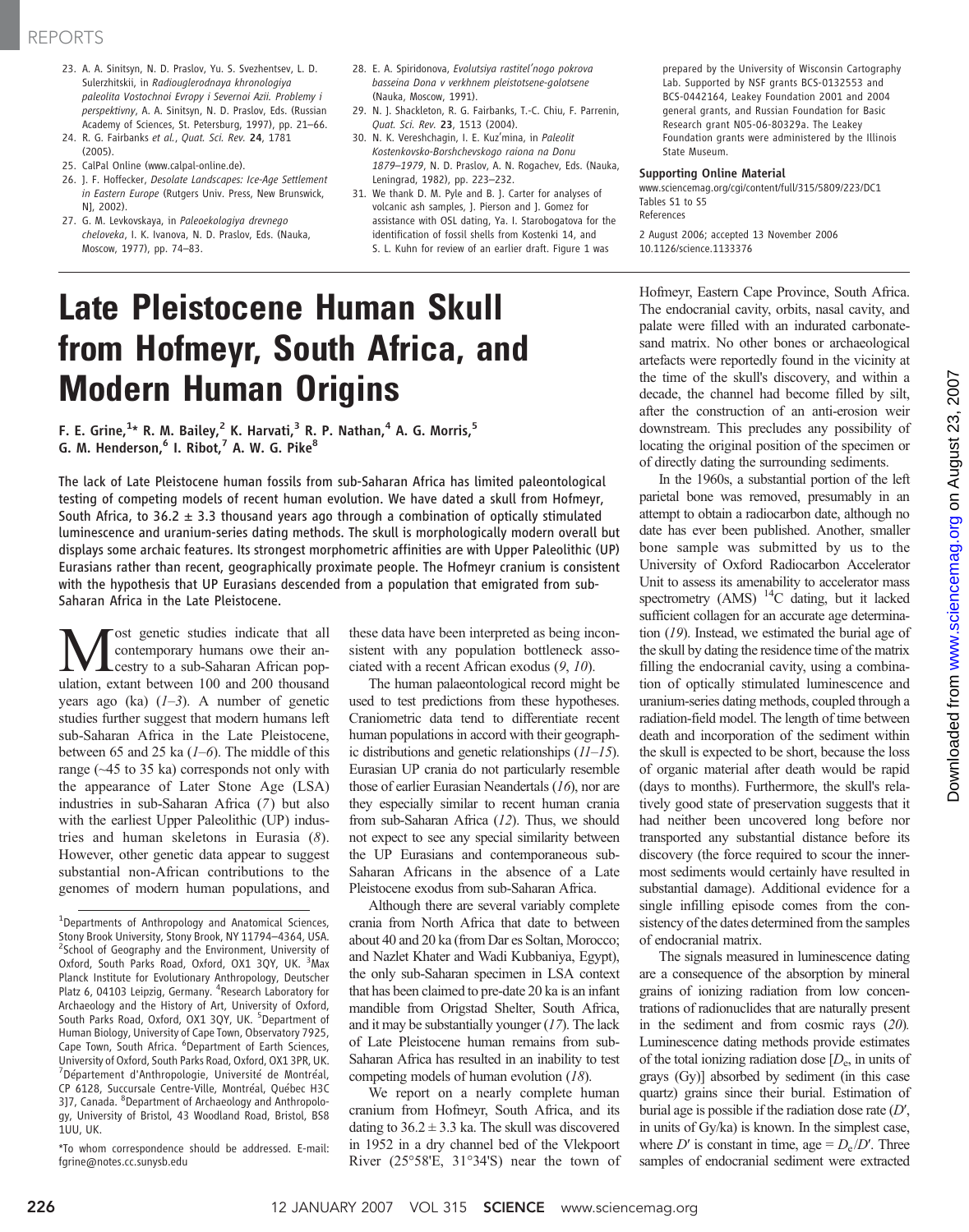23. A. A. Sinitsyn, N. D. Praslov, Yu. S. Svezhentsev, L. D. Sulerzhitskii, in *Radiouglerodnaya khronologiya paleolita Vostochnoi Evropy i Severnoi Azii. Problemy i perspektivny*, A. A. Sinitsyn, N. D. Praslov, Eds. (Russian Academy of Sciences, St. Petersburg, 1997), pp. 21–66.
24. R. G. Fairbanks *et al.*, *Quat. Sci. Rev.* **24**, 1781 (2005).
25. CalPal Online (www.calpal-online.de).
26. J. F. Hoffecker, *Desolate Landscapes: Ice-Age Settlement in Eastern Europe* (Rutgers Univ. Press, New Brunswick, NJ, 2002).
27. G. M. Levkovskaya, in *Paleoekologiya drevnego cheloveka*, I. K. Ivanova, N. D. Praslov, Eds. (Nauka, Moscow, 1977), pp. 74–83.
28. E. A. Spiridonova, *Evolutsiya rastitel'nogo pokrova basseina Dona v verkhnem pleistotsene-golotsene* (Nauka, Moscow, 1991).
29. N. J. Shackleton, R. G. Fairbanks, T.-C. Chiu, F. Parrenin, *Quat. Sci. Rev.* **23**, 1513 (2004).
30. N. K. Vereshchagin, I. E. Kuz'mina, in *Paleolit Kostenkovsko-Borshchevskogo raiona na Donu 1879–1979*, N. D. Praslov, A. N. Rogachev, Eds. (Nauka, Leningrad, 1982), pp. 223–232.
31. We thank D. M. Pyle and B. J. Carter for analyses of volcanic ash samples, J. Pierson and J. Gomez for assistance with OSL dating, Ya. I. Starobogatova for the identification of fossil shells from Kostenki 14, and S. L. Kuhn for review of an earlier draft. Figure 1 was prepared by the University of Wisconsin Cartography Lab. Supported by NSF grants BCS-0132553 and BCS-0442164, Leakey Foundation 2001 and 2004 general grants, and Russian Foundation for Basic Research grant N05-06-80329a. The Leakey Foundation grants were administered by the Illinois State Museum.

**Supporting Online Material**
www.sciencemag.org/cgi/content/full/315/5809/223/DC1
Tables S1 to S5
References

2 August 2006; accepted 13 November 2006
10.1126/science.1133376

# Late Pleistocene Human Skull from Hofmeyr, South Africa, and Modern Human Origins

F. E. Grine,[1]* R. M. Bailey,[2] K. Harvati,[3] R. P. Nathan,[4] A. G. Morris,[5] G. M. Henderson,[6] I. Ribot,[7] A. W. G. Pike[8]

**The lack of Late Pleistocene human fossils from sub-Saharan Africa has limited paleontological testing of competing models of recent human evolution. We have dated a skull from Hofmeyr, South Africa, to 36.2 ± 3.3 thousand years ago through a combination of optically stimulated luminescence and uranium-series dating methods. The skull is morphologically modern overall but displays some archaic features. Its strongest morphometric affinities are with Upper Paleolithic (UP) Eurasians rather than recent, geographically proximate people. The Hofmeyr cranium is consistent with the hypothesis that UP Eurasians descended from a population that emigrated from sub-Saharan Africa in the Late Pleistocene.**

Most genetic studies indicate that all contemporary humans owe their ancestry to a sub-Saharan African population, extant between 100 and 200 thousand years ago (ka) (*1*–*3*). A number of genetic studies further suggest that modern humans left sub-Saharan Africa in the Late Pleistocene, between 65 and 25 ka (*1*–*6*). The middle of this range (~45 to 35 ka) corresponds not only with the appearance of Later Stone Age (LSA) industries in sub-Saharan Africa (*7*) but also with the earliest Upper Paleolithic (UP) industries and human skeletons in Eurasia (*8*). However, other genetic data appear to suggest substantial non-African contributions to the genomes of modern human populations, and these data have been interpreted as being inconsistent with any population bottleneck associated with a recent African exodus (*9*, *10*).

The human palaeontological record might be used to test predictions from these hypotheses. Craniometric data tend to differentiate recent human populations in accord with their geographic distributions and genetic relationships (*11*–*15*). Eurasian UP crania do not particularly resemble those of earlier Eurasian Neandertals (*16*), nor are they especially similar to recent human crania from sub-Saharan Africa (*12*). Thus, we should not expect to see any special similarity between the UP Eurasians and contemporaneous sub-Saharan Africans in the absence of a Late Pleistocene exodus from sub-Saharan Africa.

Although there are several variably complete crania from North Africa that date to between about 40 and 20 ka (from Dar es Soltan, Morocco; and Nazlet Khater and Wadi Kubbaniya, Egypt), the only sub-Saharan specimen in LSA context that has been claimed to pre-date 20 ka is an infant mandible from Origstad Shelter, South Africa, and it may be substantially younger (*17*). The lack of Late Pleistocene human remains from sub-Saharan Africa has resulted in an inability to test competing models of human evolution (*18*).

We report on a nearly complete human cranium from Hofmeyr, South Africa, and its dating to 36.2 ± 3.3 ka. The skull was discovered in 1952 in a dry channel bed of the Vlekpoort River (25°58'E, 31°34'S) near the town of Hofmeyr, Eastern Cape Province, South Africa. The endocranial cavity, orbits, nasal cavity, and palate were filled with an indurated carbonate-sand matrix. No other bones or archaeological artefacts were reportedly found in the vicinity at the time of the skull's discovery, and within a decade, the channel had become filled by silt, after the construction of an anti-erosion weir downstream. This precludes any possibility of locating the original position of the specimen or of directly dating the surrounding sediments.

In the 1960s, a substantial portion of the left parietal bone was removed, presumably in an attempt to obtain a radiocarbon date, although no date has ever been published. Another, smaller bone sample was submitted by us to the University of Oxford Radiocarbon Accelerator Unit to assess its amenability to accelerator mass spectrometry (AMS) $^{14}C$ dating, but it lacked sufficient collagen for an accurate age determination (*19*). Instead, we estimated the burial age of the skull by dating the residence time of the matrix filling the endocranial cavity, using a combination of optically stimulated luminescence and uranium-series dating methods, coupled through a radiation-field model. The length of time between death and incorporation of the sediment within the skull is expected to be short, because the loss of organic material after death would be rapid (days to months). Furthermore, the skull's relatively good state of preservation suggests that it had neither been uncovered long before nor transported any substantial distance before its discovery (the force required to scour the innermost sediments would certainly have resulted in substantial damage). Additional evidence for a single infilling episode comes from the consistency of the dates determined from the samples of endocranial matrix.

The signals measured in luminescence dating are a consequence of the absorption by mineral grains of ionizing radiation from low concentrations of radionuclides that are naturally present in the sediment and from cosmic rays (*20*). Luminescence dating methods provide estimates of the total ionizing radiation dose [$D_e$, in units of grays (Gy)] absorbed by sediment (in this case quartz) grains since their burial. Estimation of burial age is possible if the radiation dose rate ($D'$, in units of Gy/ka) is known. In the simplest case, where $D'$ is constant in time, age = $D_e/D'$. Three samples of endocranial sediment were extracted

[1]Departments of Anthropology and Anatomical Sciences, Stony Brook University, Stony Brook, NY 11794–4364, USA. [2]School of Geography and the Environment, University of Oxford, South Parks Road, Oxford, OX1 3QY, UK. [3]Max Planck Institute for Evolutionary Anthropology, Deutscher Platz 6, 04103 Leipzig, Germany. [4]Research Laboratory for Archaeology and the History of Art, University of Oxford, South Parks Road, Oxford, OX1 3QY, UK. [5]Department of Human Biology, University of Cape Town, Observatory 7925, Cape Town, South Africa. [6]Department of Earth Sciences, University of Oxford, South Parks Road, Oxford, OX1 3PR, UK. [7]Département d'Anthropologie, Université de Montréal, CP 6128, Succursale Centre-Ville, Montréal, Québec H3C 3J7, Canada. [8]Department of Archaeology and Anthropology, University of Bristol, 43 Woodland Road, Bristol, BS8 1UU, UK.

*To whom correspondence should be addressed. E-mail: fgrine@notes.cc.sunysb.edu